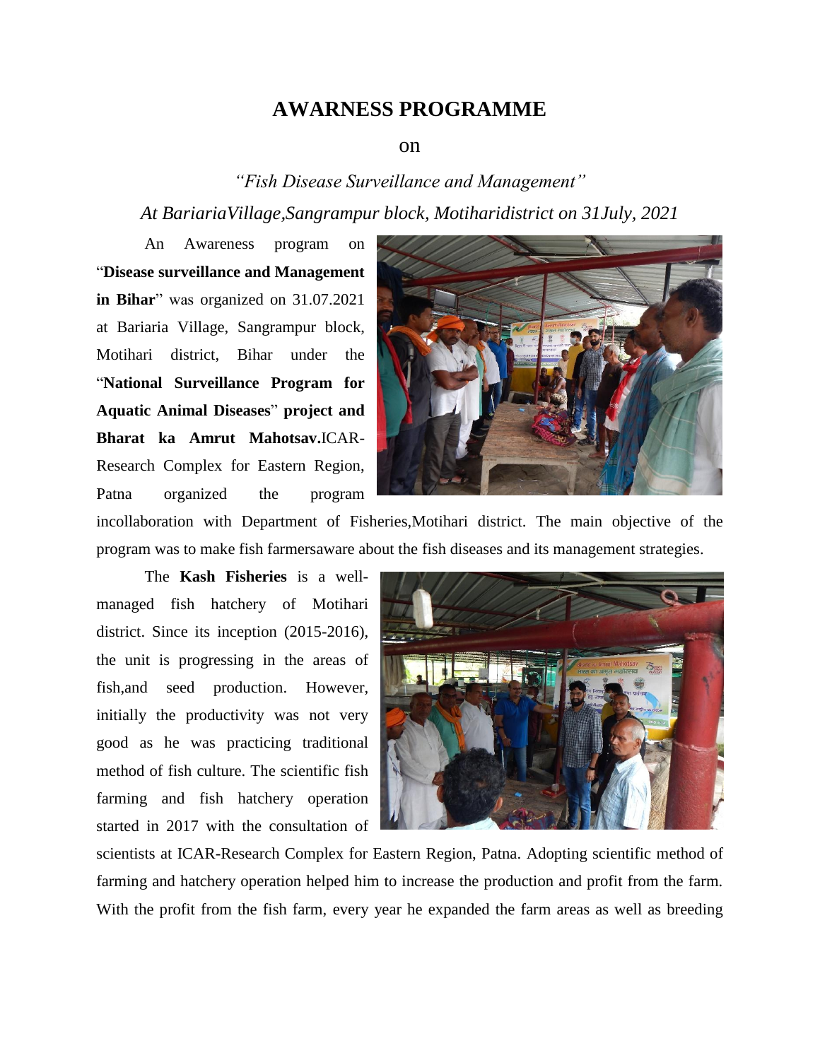# AWARNESS PROGRAMME

on

*"Fish Disease Surveillance and Management"*

*At BariariaVillage,Sangrampur block, Motiharidistrict on 31July, 2021*

An Awareness program on "**Disease surveillance and Management in Bihar**" was organized on 31.07.2021 at Bariaria Village, Sangrampur block, Motihari district, Bihar under the "**National Surveillance Program for Aquatic Animal Diseases**" **project and Bharat ka Amrut Mahotsav.**ICAR-Research Complex for Eastern Region, Patna organized the program incollaboration with Department of Fisheries,Motihari district. The main objective of the program was to make fish farmersaware about the fish diseases and its management strategies.

The **Kash Fisheries** is a well-managed fish hatchery of Motihari district. Since its inception (2015-2016), the unit is progressing in the areas of fish,and seed production. However, initially the productivity was not very good as he was practicing traditional method of fish culture. The scientific fish farming and fish hatchery operation started in 2017 with the consultation of scientists at ICAR-Research Complex for Eastern Region, Patna. Adopting scientific method of farming and hatchery operation helped him to increase the production and profit from the farm. With the profit from the fish farm, every year he expanded the farm areas as well as breeding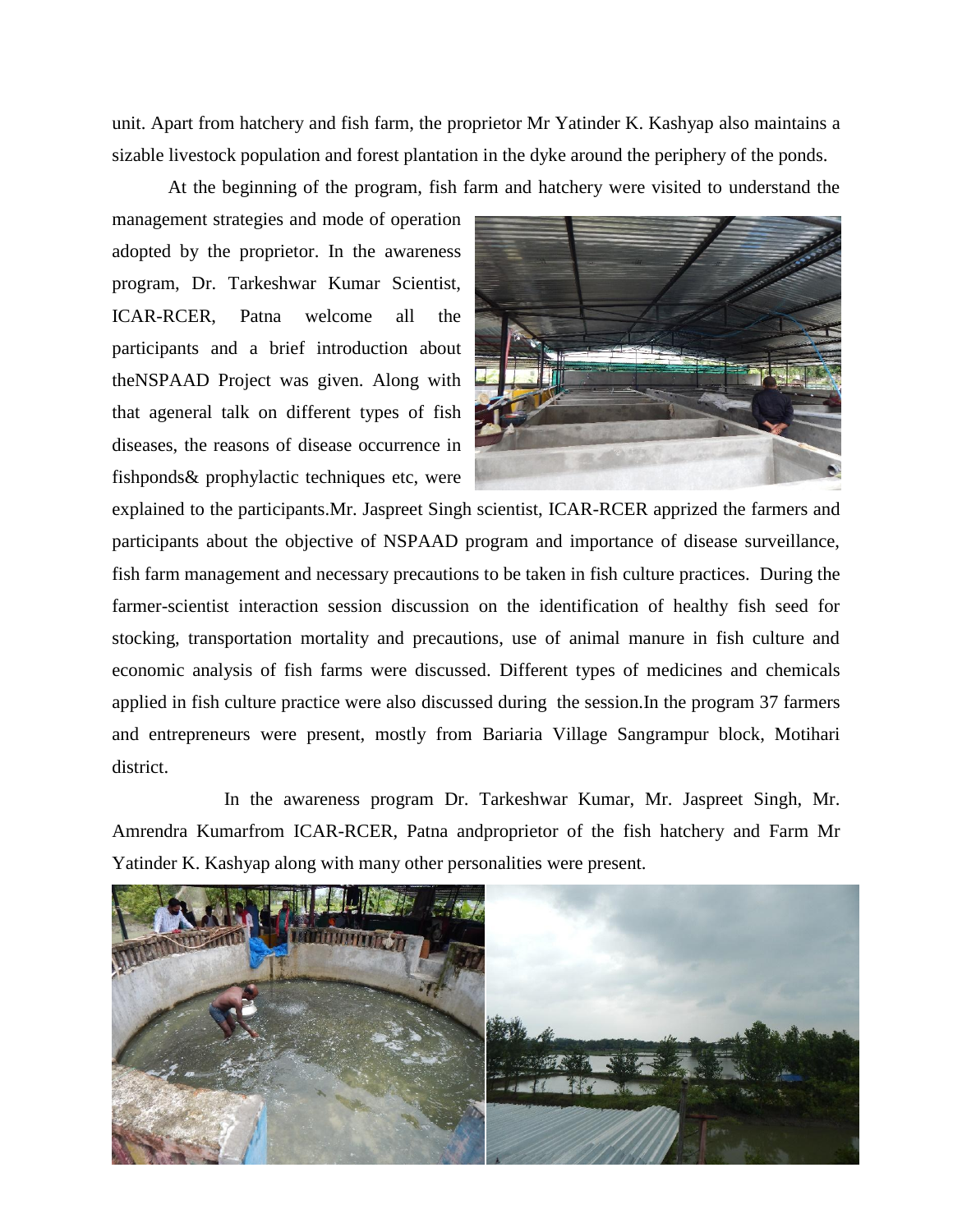unit. Apart from hatchery and fish farm, the proprietor Mr Yatinder K. Kashyap also maintains a sizable livestock population and forest plantation in the dyke around the periphery of the ponds.

At the beginning of the program, fish farm and hatchery were visited to understand the management strategies and mode of operation adopted by the proprietor. In the awareness program, Dr. Tarkeshwar Kumar Scientist, ICAR-RCER, Patna welcome all the participants and a brief introduction about theNSPAAD Project was given. Along with that ageneral talk on different types of fish diseases, the reasons of disease occurrence in fishponds& prophylactic techniques etc, were explained to the participants.Mr. Jaspreet Singh scientist, ICAR-RCER apprized the farmers and participants about the objective of NSPAAD program and importance of disease surveillance, fish farm management and necessary precautions to be taken in fish culture practices. During the farmer-scientist interaction session discussion on the identification of healthy fish seed for stocking, transportation mortality and precautions, use of animal manure in fish culture and economic analysis of fish farms were discussed. Different types of medicines and chemicals applied in fish culture practice were also discussed during the session.In the program 37 farmers and entrepreneurs were present, mostly from Bariaria Village Sangrampur block, Motihari district.

In the awareness program Dr. Tarkeshwar Kumar, Mr. Jaspreet Singh, Mr. Amrendra Kumarfrom ICAR-RCER, Patna andproprietor of the fish hatchery and Farm Mr Yatinder K. Kashyap along with many other personalities were present.